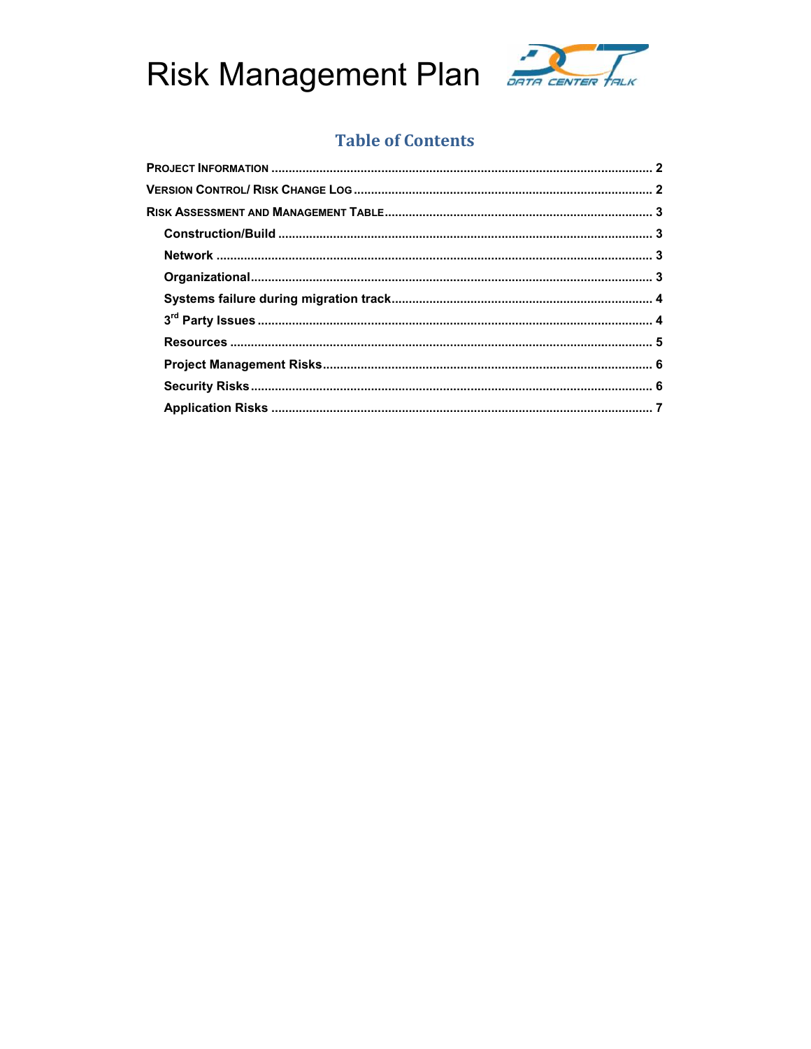# Risk Management Plan

## Table of Contents

- **PROJECT INFORMATION** ... 2
- **VERSION CONTROL/ RISK CHANGE LOG** ... 2
- **RISK ASSESSMENT AND MANAGEMENT TABLE** ... 3
  - **Construction/Build** ... 3
  - **Network** ... 3
  - **Organizational** ... 3
  - **Systems failure during migration track** ... 4
  - **3rd Party Issues** ... 4
  - **Resources** ... 5
  - **Project Management Risks** ... 6
  - **Security Risks** ... 6
  - **Application Risks** ... 7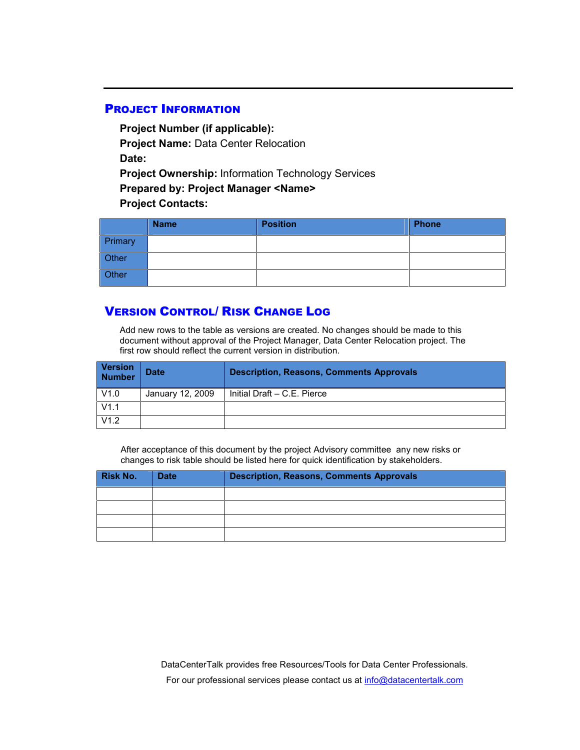## Project Information

**Project Number (if applicable):**

**Project Name:** Data Center Relocation

**Date:**

**Project Ownership:** Information Technology Services

**Prepared by: Project Manager <Name>**

**Project Contacts:**

| | Name | Position | Phone |
|---|---|---|---|
| Primary | | | |
| Other | | | |
| Other | | | |

## Version Control/ Risk Change Log

Add new rows to the table as versions are created. No changes should be made to this document without approval of the Project Manager, Data Center Relocation project. The first row should reflect the current version in distribution.

| Version Number | Date | Description, Reasons, Comments Approvals |
|---|---|---|
| V1.0 | January 12, 2009 | Initial Draft – C.E. Pierce |
| V1.1 | | |
| V1.2 | | |

After acceptance of this document by the project Advisory committee any new risks or changes to risk table should be listed here for quick identification by stakeholders.

| Risk No. | Date | Description, Reasons, Comments Approvals |
|---|---|---|
| | | |
| | | |
| | | |
| | | |

DataCenterTalk provides free Resources/Tools for Data Center Professionals.

For our professional services please contact us at info@datacentertalk.com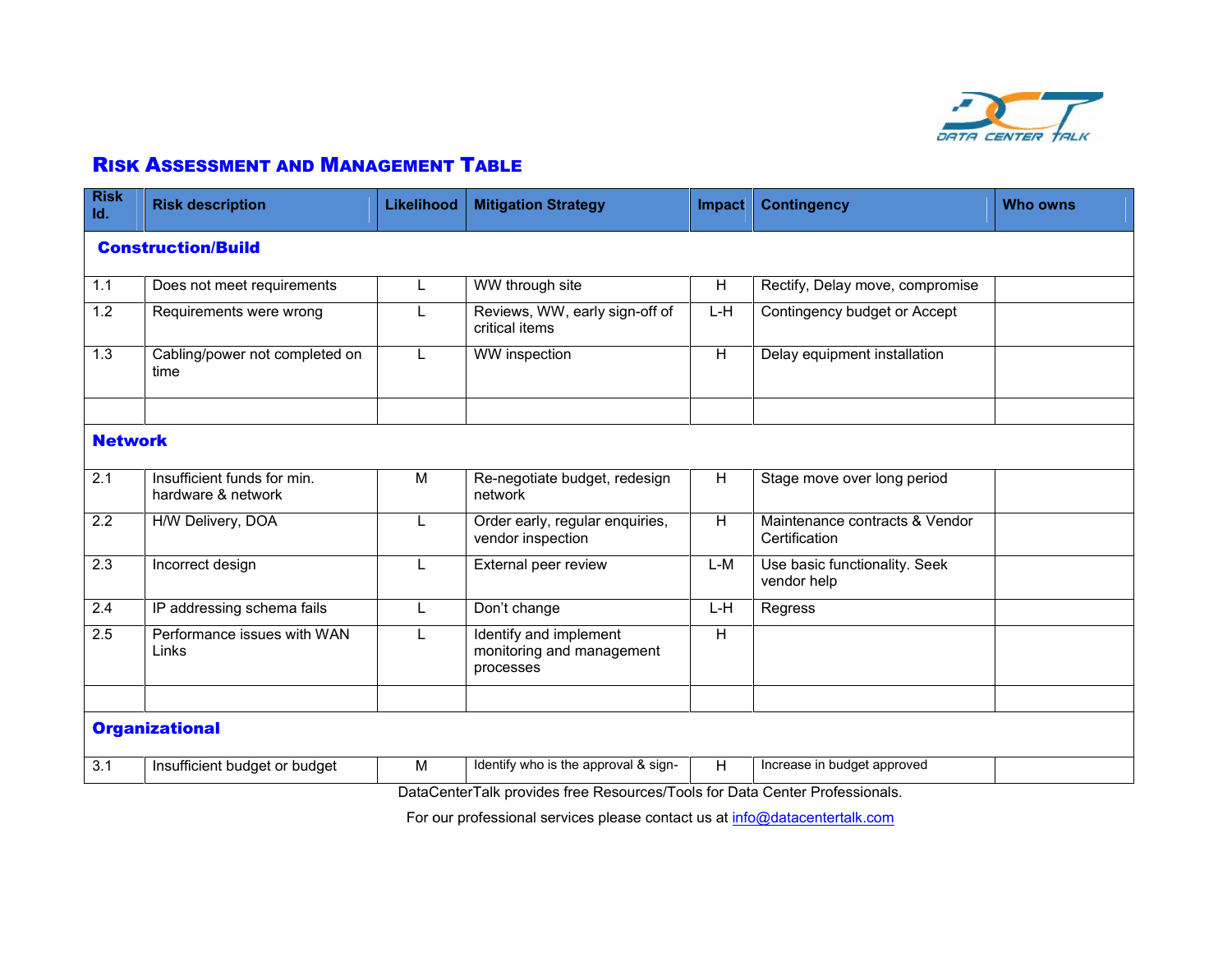## Risk Assessment and Management Table

| Risk Id. | Risk description | Likelihood | Mitigation Strategy | Impact | Contingency | Who owns |
|---|---|---|---|---|---|---|
| **Construction/Build** | | | | | | |
| 1.1 | Does not meet requirements | L | WW through site | H | Rectify, Delay move, compromise | |
| 1.2 | Requirements were wrong | L | Reviews, WW, early sign-off of critical items | L-H | Contingency budget or Accept | |
| 1.3 | Cabling/power not completed on time | L | WW inspection | H | Delay equipment installation | |
| | | | | | | |
| **Network** | | | | | | |
| 2.1 | Insufficient funds for min. hardware & network | M | Re-negotiate budget, redesign network | H | Stage move over long period | |
| 2.2 | H/W Delivery, DOA | L | Order early, regular enquiries, vendor inspection | H | Maintenance contracts & Vendor Certification | |
| 2.3 | Incorrect design | L | External peer review | L-M | Use basic functionality. Seek vendor help | |
| 2.4 | IP addressing schema fails | L | Don't change | L-H | Regress | |
| 2.5 | Performance issues with WAN Links | L | Identify and implement monitoring and management processes | H | | |
| | | | | | | |
| **Organizational** | | | | | | |
| 3.1 | Insufficient budget or budget | M | Identify who is the approval & sign- | H | Increase in budget approved | |

DataCenterTalk provides free Resources/Tools for Data Center Professionals.

For our professional services please contact us at info@datacentertalk.com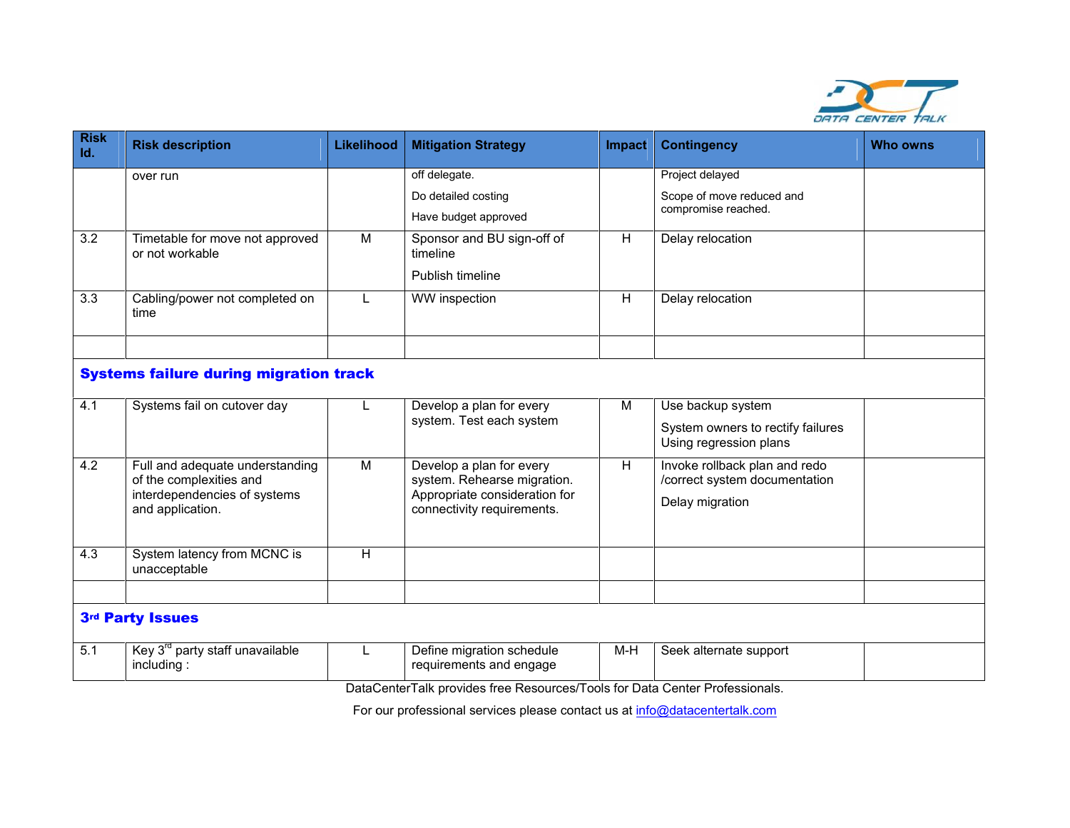| Risk Id. | Risk description | Likelihood | Mitigation Strategy | Impact | Contingency | Who owns |
|---|---|---|---|---|---|---|
| | over run | | off delegate.<br>Do detailed costing<br>Have budget approved | | Project delayed<br>Scope of move reduced and compromise reached. | |
| 3.2 | Timetable for move not approved or not workable | M | Sponsor and BU sign-off of timeline<br>Publish timeline | H | Delay relocation | |
| 3.3 | Cabling/power not completed on time | L | WW inspection | H | Delay relocation | |
| | | | | | | |
| **Systems failure during migration track** | | | | | | |
| 4.1 | Systems fail on cutover day | L | Develop a plan for every system. Test each system | M | Use backup system<br>System owners to rectify failures Using regression plans | |
| 4.2 | Full and adequate understanding of the complexities and interdependencies of systems and application. | M | Develop a plan for every system. Rehearse migration. Appropriate consideration for connectivity requirements. | H | Invoke rollback plan and redo /correct system documentation<br>Delay migration | |
| 4.3 | System latency from MCNC is unacceptable | H | | | | |
| | | | | | | |
| **3rd Party Issues** | | | | | | |
| 5.1 | Key 3rd party staff unavailable including : | L | Define migration schedule requirements and engage | M-H | Seek alternate support | |

DataCenterTalk provides free Resources/Tools for Data Center Professionals.

For our professional services please contact us at info@datacentertalk.com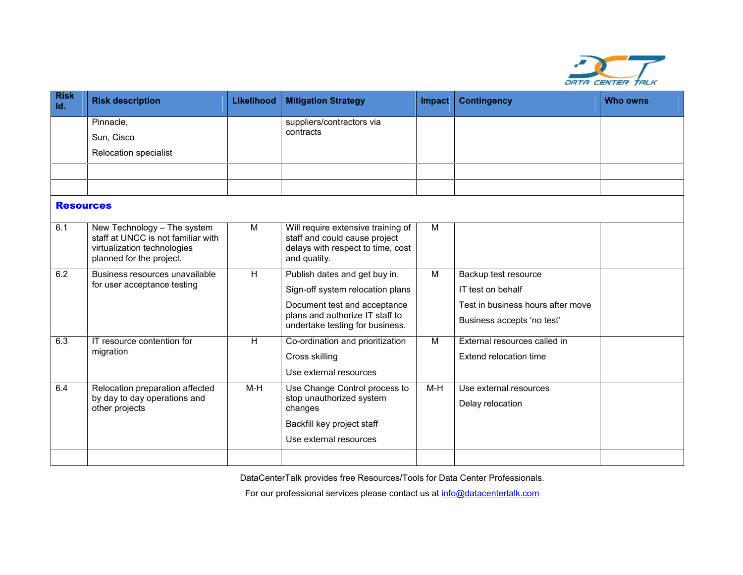| Risk Id. | Risk description | Likelihood | Mitigation Strategy | Impact | Contingency | Who owns |
|---|---|---|---|---|---|---|
| | Pinnacle,<br>Sun, Cisco<br>Relocation specialist | | suppliers/contractors via contracts | | | |
| | | | | | | |
| | | | | | | |
| **Resources** | | | | | | |
| 6.1 | New Technology – The system staff at UNCC is not familiar with virtualization technologies planned for the project. | M | Will require extensive training of staff and could cause project delays with respect to time, cost and quality. | M | | |
| 6.2 | Business resources unavailable for user acceptance testing | H | Publish dates and get buy in.<br>Sign-off system relocation plans<br>Document test and acceptance plans and authorize IT staff to undertake testing for business. | M | Backup test resource<br>IT test on behalf<br>Test in business hours after move<br>Business accepts 'no test' | |
| 6.3 | IT resource contention for migration | H | Co-ordination and prioritization<br>Cross skilling<br>Use external resources | M | External resources called in<br>Extend relocation time | |
| 6.4 | Relocation preparation affected by day to day operations and other projects | M-H | Use Change Control process to stop unauthorized system changes<br>Backfill key project staff<br>Use external resources | M-H | Use external resources<br>Delay relocation | |
| | | | | | | |

DataCenterTalk provides free Resources/Tools for Data Center Professionals.

For our professional services please contact us at info@datacentertalk.com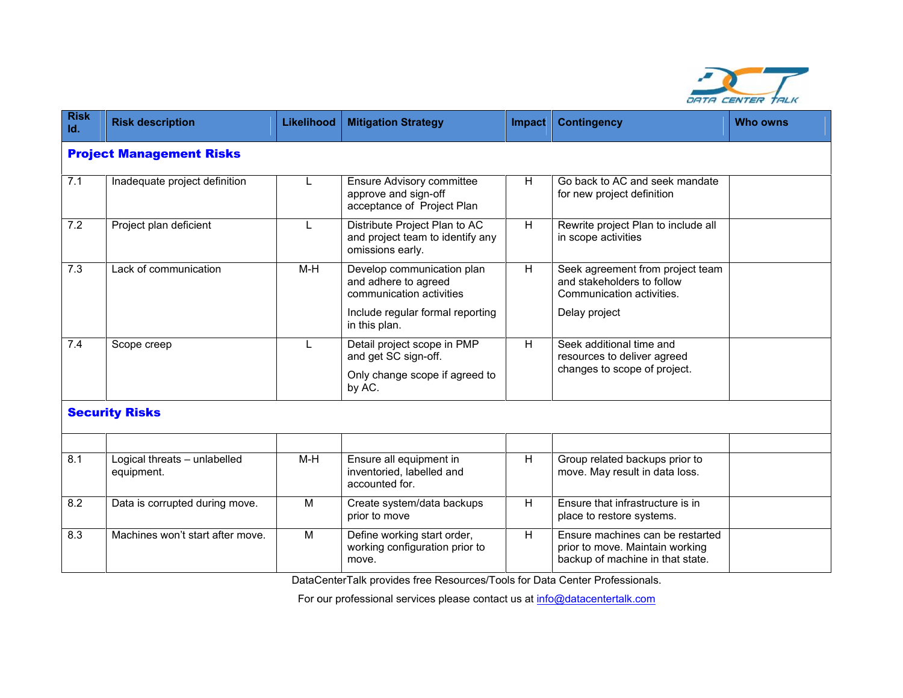| Risk Id. | Risk description | Likelihood | Mitigation Strategy | Impact | Contingency | Who owns |
|---|---|---|---|---|---|---|
| **Project Management Risks** | | | | | | |
| 7.1 | Inadequate project definition | L | Ensure Advisory committee approve and sign-off acceptance of Project Plan | H | Go back to AC and seek mandate for new project definition | |
| 7.2 | Project plan deficient | L | Distribute Project Plan to AC and project team to identify any omissions early. | H | Rewrite project Plan to include all in scope activities | |
| 7.3 | Lack of communication | M-H | Develop communication plan and adhere to agreed communication activities<br><br>Include regular formal reporting in this plan. | H | Seek agreement from project team and stakeholders to follow Communication activities.<br><br>Delay project | |
| 7.4 | Scope creep | L | Detail project scope in PMP and get SC sign-off.<br><br>Only change scope if agreed to by AC. | H | Seek additional time and resources to deliver agreed changes to scope of project. | |
| **Security Risks** | | | | | | |
| | | | | | | |
| 8.1 | Logical threats – unlabelled equipment. | M-H | Ensure all equipment in inventoried, labelled and accounted for. | H | Group related backups prior to move. May result in data loss. | |
| 8.2 | Data is corrupted during move. | M | Create system/data backups prior to move | H | Ensure that infrastructure is in place to restore systems. | |
| 8.3 | Machines won't start after move. | M | Define working start order, working configuration prior to move. | H | Ensure machines can be restarted prior to move. Maintain working backup of machine in that state. | |

DataCenterTalk provides free Resources/Tools for Data Center Professionals.

For our professional services please contact us at info@datacentertalk.com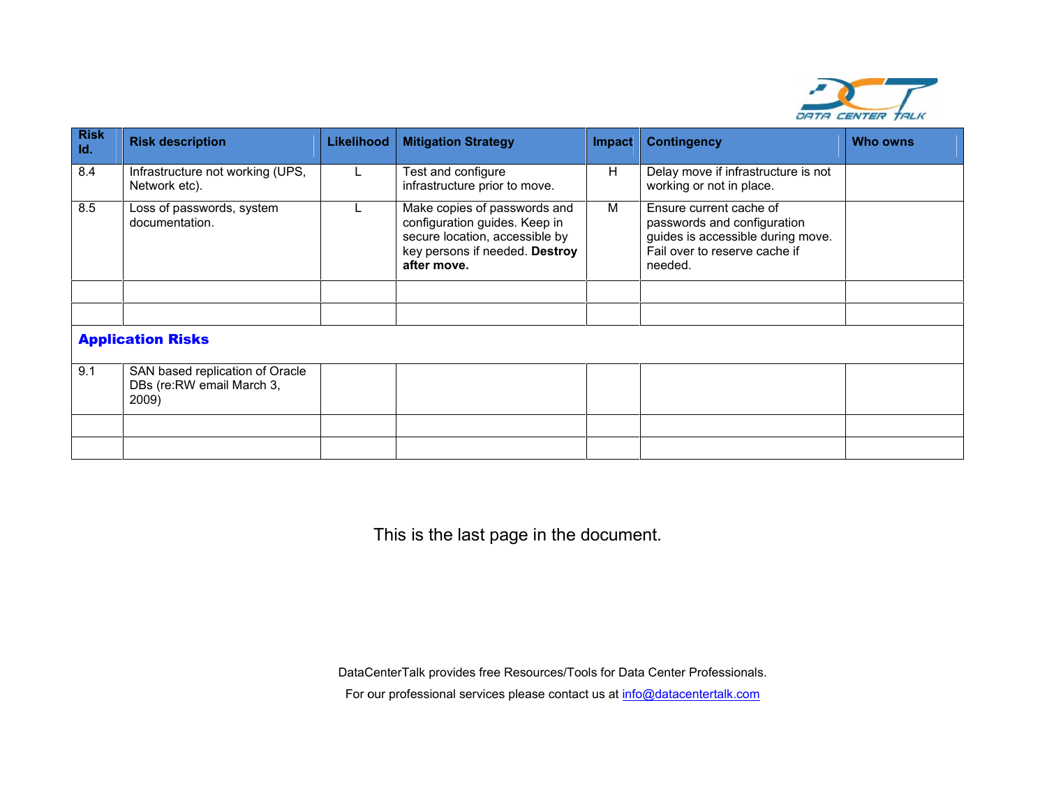| Risk Id. | Risk description | Likelihood | Mitigation Strategy | Impact | Contingency | Who owns |
|---|---|---|---|---|---|---|
| 8.4 | Infrastructure not working (UPS, Network etc). | L | Test and configure infrastructure prior to move. | H | Delay move if infrastructure is not working or not in place. | |
| 8.5 | Loss of passwords, system documentation. | L | Make copies of passwords and configuration guides. Keep in secure location, accessible by key persons if needed. **Destroy after move.** | M | Ensure current cache of passwords and configuration guides is accessible during move. Fail over to reserve cache if needed. | |
| | | | | | | |
| | | | | | | |
| **Application Risks** | | | | | | |
| 9.1 | SAN based replication of Oracle DBs (re:RW email March 3, 2009) | | | | | |
| | | | | | | |
| | | | | | | |

This is the last page in the document.

DataCenterTalk provides free Resources/Tools for Data Center Professionals.

For our professional services please contact us at info@datacentertalk.com